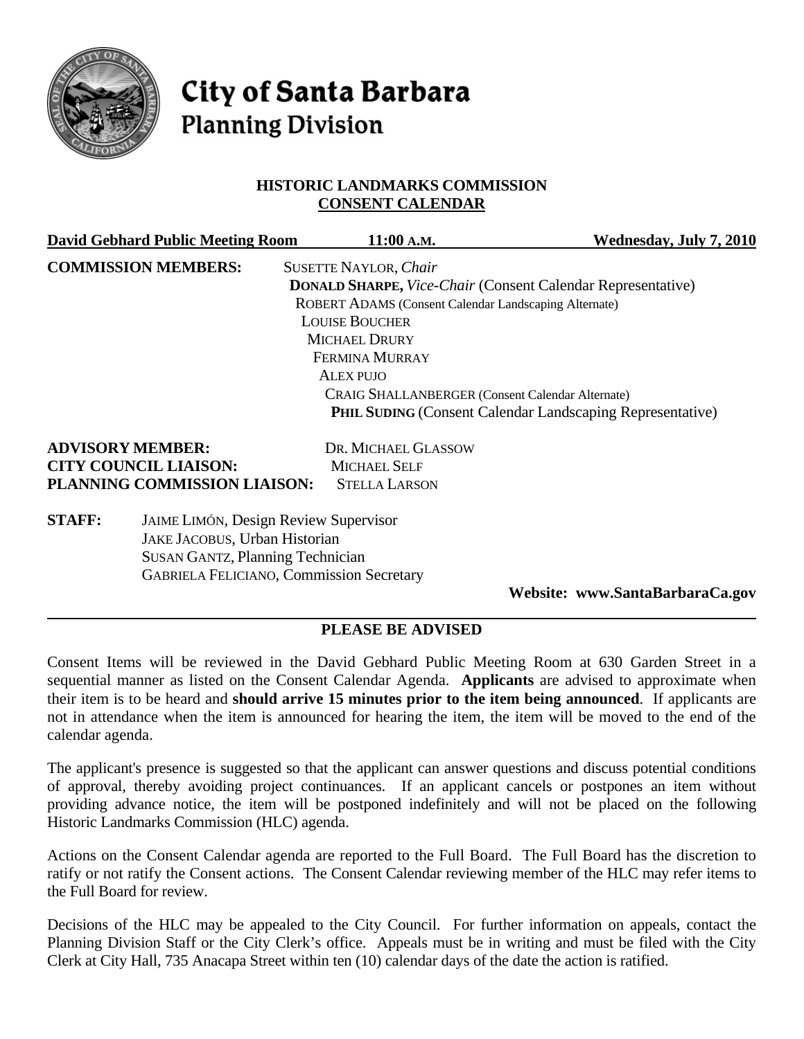# City of Santa Barbara
## Planning Division

### HISTORIC LANDMARKS COMMISSION
### CONSENT CALENDAR

**David Gebhard Public Meeting Room** — **11:00 A.M.** — **Wednesday, July 7, 2010**

**COMMISSION MEMBERS:**
SUSETTE NAYLOR, *Chair*
**DONALD SHARPE,** *Vice-Chair* (Consent Calendar Representative)
ROBERT ADAMS (Consent Calendar Landscaping Alternate)
LOUISE BOUCHER
MICHAEL DRURY
FERMINA MURRAY
ALEX PUJO
CRAIG SHALLANBERGER (Consent Calendar Alternate)
**PHIL SUDING** (Consent Calendar Landscaping Representative)

**ADVISORY MEMBER:** DR. MICHAEL GLASSOW
**CITY COUNCIL LIAISON:** MICHAEL SELF
**PLANNING COMMISSION LIAISON:** STELLA LARSON

**STAFF:**
JAIME LIMÓN, Design Review Supervisor
JAKE JACOBUS, Urban Historian
SUSAN GANTZ, Planning Technician
GABRIELA FELICIANO, Commission Secretary

**Website: www.SantaBarbaraCa.gov**

---

### PLEASE BE ADVISED

Consent Items will be reviewed in the David Gebhard Public Meeting Room at 630 Garden Street in a sequential manner as listed on the Consent Calendar Agenda. **Applicants** are advised to approximate when their item is to be heard and **should arrive 15 minutes prior to the item being announced**. If applicants are not in attendance when the item is announced for hearing the item, the item will be moved to the end of the calendar agenda.

The applicant's presence is suggested so that the applicant can answer questions and discuss potential conditions of approval, thereby avoiding project continuances. If an applicant cancels or postpones an item without providing advance notice, the item will be postponed indefinitely and will not be placed on the following Historic Landmarks Commission (HLC) agenda.

Actions on the Consent Calendar agenda are reported to the Full Board. The Full Board has the discretion to ratify or not ratify the Consent actions. The Consent Calendar reviewing member of the HLC may refer items to the Full Board for review.

Decisions of the HLC may be appealed to the City Council. For further information on appeals, contact the Planning Division Staff or the City Clerk's office. Appeals must be in writing and must be filed with the City Clerk at City Hall, 735 Anacapa Street within ten (10) calendar days of the date the action is ratified.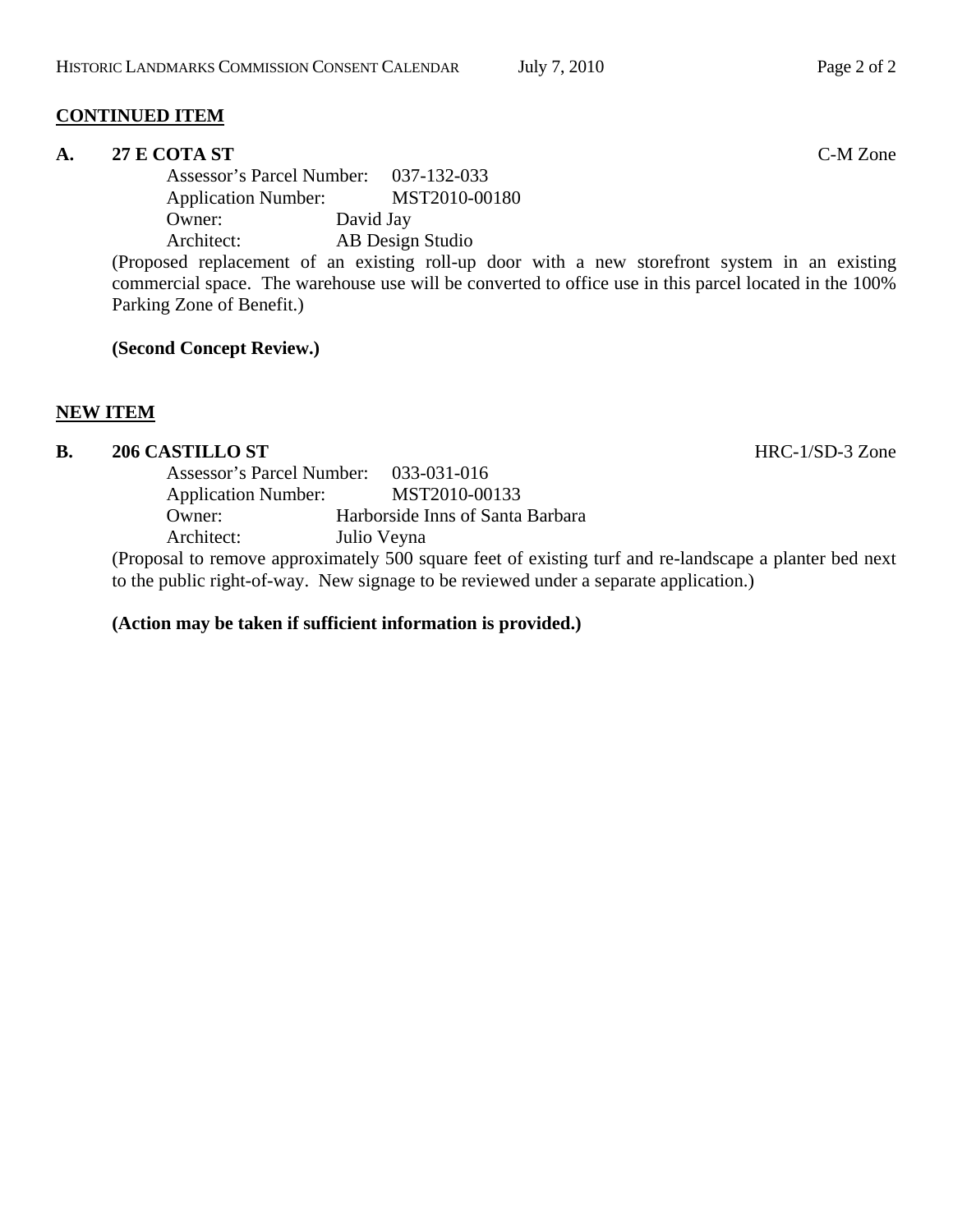**CONTINUED ITEM**

**A. 27 E COTA ST** C-M Zone

Assessor's Parcel Number: 037-132-033
Application Number: MST2010-00180
Owner: David Jay
Architect: AB Design Studio

(Proposed replacement of an existing roll-up door with a new storefront system in an existing commercial space. The warehouse use will be converted to office use in this parcel located in the 100% Parking Zone of Benefit.)

**(Second Concept Review.)**

**NEW ITEM**

**B. 206 CASTILLO ST** HRC-1/SD-3 Zone

Assessor's Parcel Number: 033-031-016
Application Number: MST2010-00133
Owner: Harborside Inns of Santa Barbara
Architect: Julio Veyna

(Proposal to remove approximately 500 square feet of existing turf and re-landscape a planter bed next to the public right-of-way. New signage to be reviewed under a separate application.)

**(Action may be taken if sufficient information is provided.)**